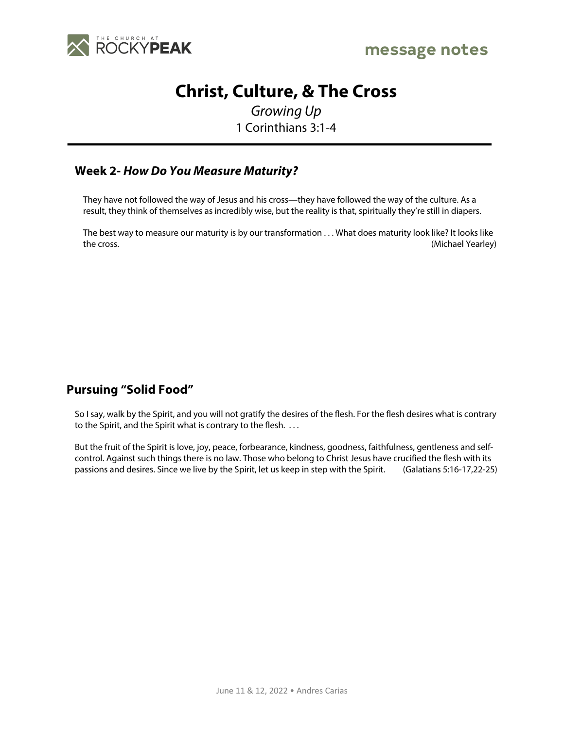THE CHURCH AT ROCKYPEAK

message notes

# Christ, Culture, & The Cross

*Growing Up*

1 Corinthians 3:1-4

---

## Week 2- *How Do You Measure Maturity?*

They have not followed the way of Jesus and his cross—they have followed the way of the culture. As a result, they think of themselves as incredibly wise, but the reality is that, spiritually they're still in diapers.

The best way to measure our maturity is by our transformation . . . What does maturity look like? It looks like the cross. (Michael Yearley)

## Pursuing "Solid Food"

So I say, walk by the Spirit, and you will not gratify the desires of the flesh. For the flesh desires what is contrary to the Spirit, and the Spirit what is contrary to the flesh. . . .

But the fruit of the Spirit is love, joy, peace, forbearance, kindness, goodness, faithfulness, gentleness and self-control. Against such things there is no law. Those who belong to Christ Jesus have crucified the flesh with its passions and desires. Since we live by the Spirit, let us keep in step with the Spirit. (Galatians 5:16-17,22-25)

June 11 & 12, 2022 • Andres Carias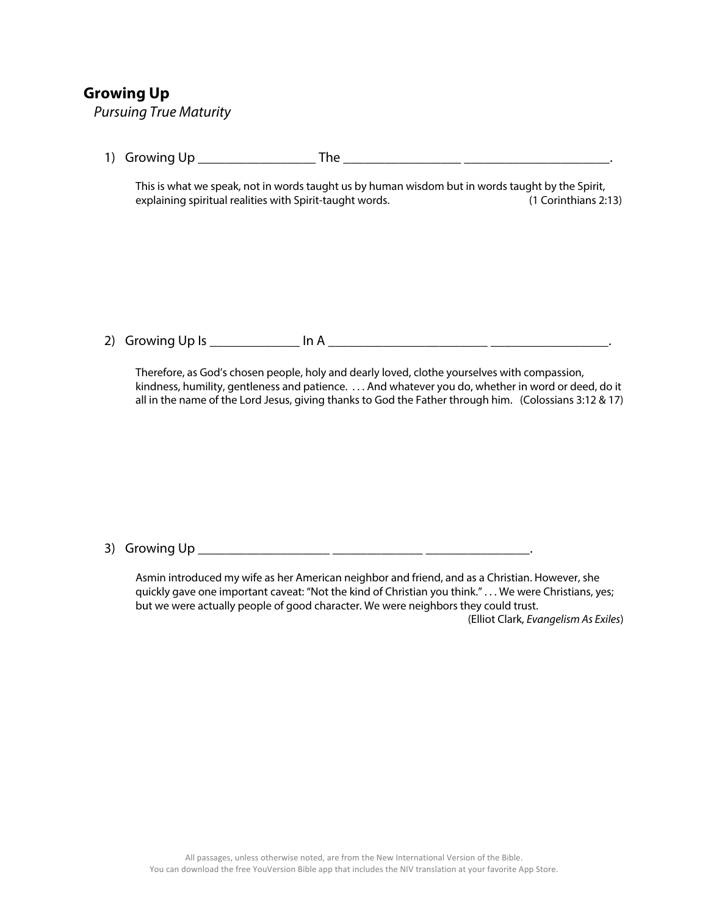**Growing Up**

*Pursuing True Maturity*

1) Growing Up __________________ The __________________ _______________________.

   This is what we speak, not in words taught us by human wisdom but in words taught by the Spirit, explaining spiritual realities with Spirit-taught words. (1 Corinthians 2:13)

2) Growing Up Is _____________ In A ________________________ __________________.

   Therefore, as God's chosen people, holy and dearly loved, clothe yourselves with compassion, kindness, humility, gentleness and patience. . . . And whatever you do, whether in word or deed, do it all in the name of the Lord Jesus, giving thanks to God the Father through him. (Colossians 3:12 & 17)

3) Growing Up ____________________ ______________ ________________.

   Asmin introduced my wife as her American neighbor and friend, and as a Christian. However, she quickly gave one important caveat: "Not the kind of Christian you think." . . . We were Christians, yes; but we were actually people of good character. We were neighbors they could trust.

   (Elliot Clark, *Evangelism As Exiles*)

All passages, unless otherwise noted, are from the New International Version of the Bible.
You can download the free YouVersion Bible app that includes the NIV translation at your favorite App Store.